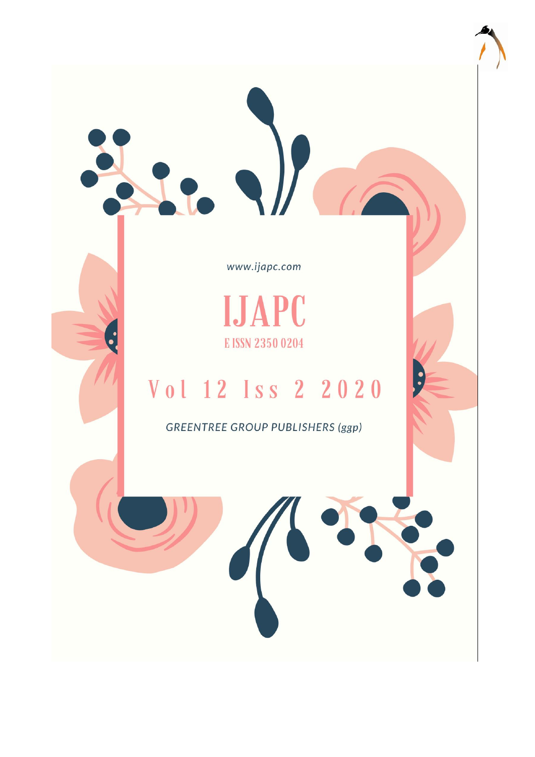www.ijapc.com

# IJAPC

E ISSN 2350 0204

## Vol 12 Iss 2 2020

*GREENTREE GROUP PUBLISHERS (ggp)*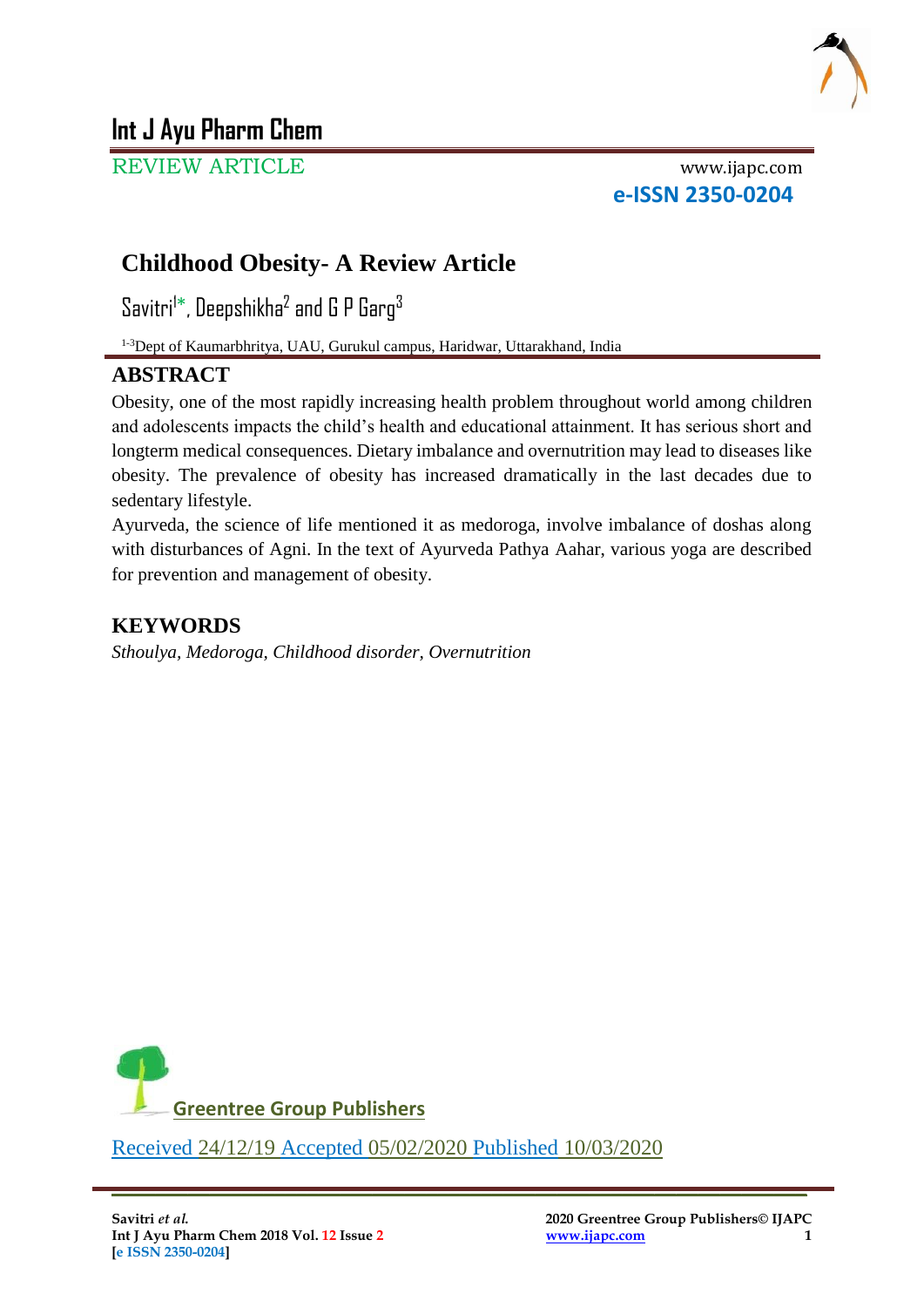# Int J Ayu Pharm Chem

REVIEW ARTICLE

www.ijapc.com

**e-ISSN 2350-0204**

## Childhood Obesity- A Review Article

Savitri[1]*, Deepshikha[2] and G P Garg[3]

[1-3]Dept of Kaumarbhritya, UAU, Gurukul campus, Haridwar, Uttarakhand, India

## ABSTRACT

Obesity, one of the most rapidly increasing health problem throughout world among children and adolescents impacts the child's health and educational attainment. It has serious short and longterm medical consequences. Dietary imbalance and overnutrition may lead to diseases like obesity. The prevalence of obesity has increased dramatically in the last decades due to sedentary lifestyle.

Ayurveda, the science of life mentioned it as medoroga, involve imbalance of doshas along with disturbances of Agni. In the text of Ayurveda Pathya Aahar, various yoga are described for prevention and management of obesity.

## KEYWORDS

*Sthoulya, Medoroga, Childhood disorder, Overnutrition*

Greentree Group Publishers

Received 24/12/19 Accepted 05/02/2020 Published 10/03/2020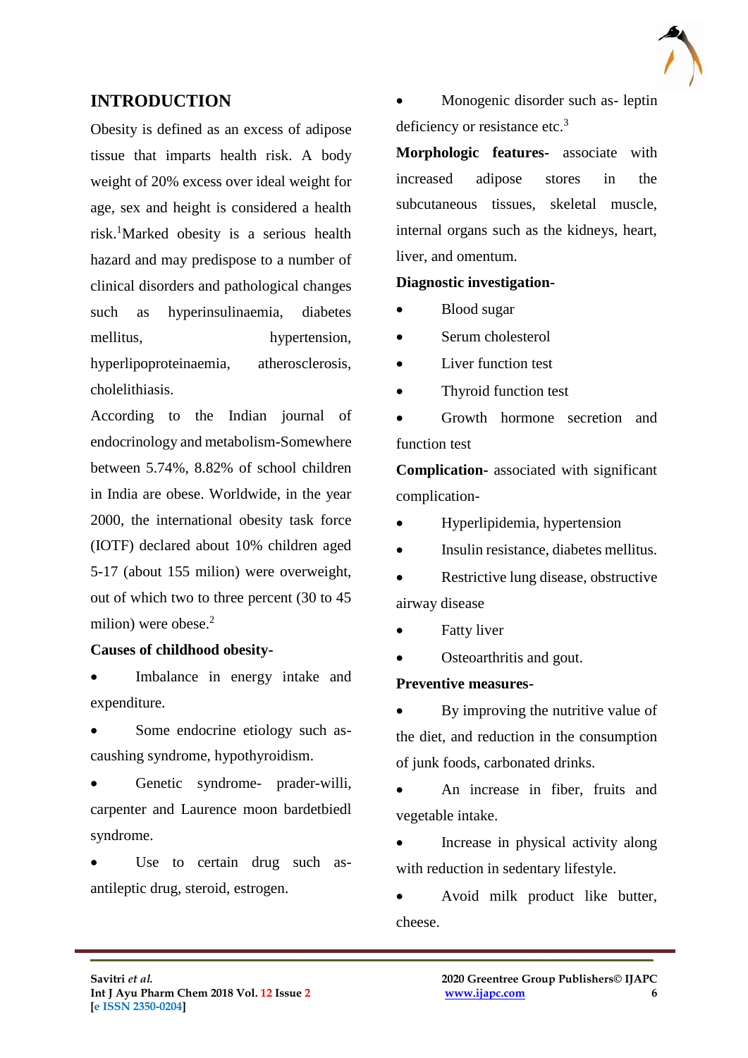## INTRODUCTION

Obesity is defined as an excess of adipose tissue that imparts health risk. A body weight of 20% excess over ideal weight for age, sex and height is considered a health risk.[1]Marked obesity is a serious health hazard and may predispose to a number of clinical disorders and pathological changes such as hyperinsulinaemia, diabetes mellitus, hypertension, hyperlipoproteinaemia, atherosclerosis, cholelithiasis.

According to the Indian journal of endocrinology and metabolism-Somewhere between 5.74%, 8.82% of school children in India are obese. Worldwide, in the year 2000, the international obesity task force (IOTF) declared about 10% children aged 5-17 (about 155 milion) were overweight, out of which two to three percent (30 to 45 milion) were obese.[2]

**Causes of childhood obesity-**

- Imbalance in energy intake and expenditure.
- Some endocrine etiology such as- caushing syndrome, hypothyroidism.
- Genetic syndrome- prader-willi, carpenter and Laurence moon bardetbiedl syndrome.
- Use to certain drug such as- antileptic drug, steroid, estrogen.
- Monogenic disorder such as- leptin deficiency or resistance etc.[3]

**Morphologic features-** associate with increased adipose stores in the subcutaneous tissues, skeletal muscle, internal organs such as the kidneys, heart, liver, and omentum.

**Diagnostic investigation-**

- Blood sugar
- Serum cholesterol
- Liver function test
- Thyroid function test
- Growth hormone secretion and function test

**Complication-** associated with significant complication-

- Hyperlipidemia, hypertension
- Insulin resistance, diabetes mellitus.
- Restrictive lung disease, obstructive airway disease
- Fatty liver
- Osteoarthritis and gout.

**Preventive measures-**

- By improving the nutritive value of the diet, and reduction in the consumption of junk foods, carbonated drinks.
- An increase in fiber, fruits and vegetable intake.
- Increase in physical activity along with reduction in sedentary lifestyle.
- Avoid milk product like butter, cheese.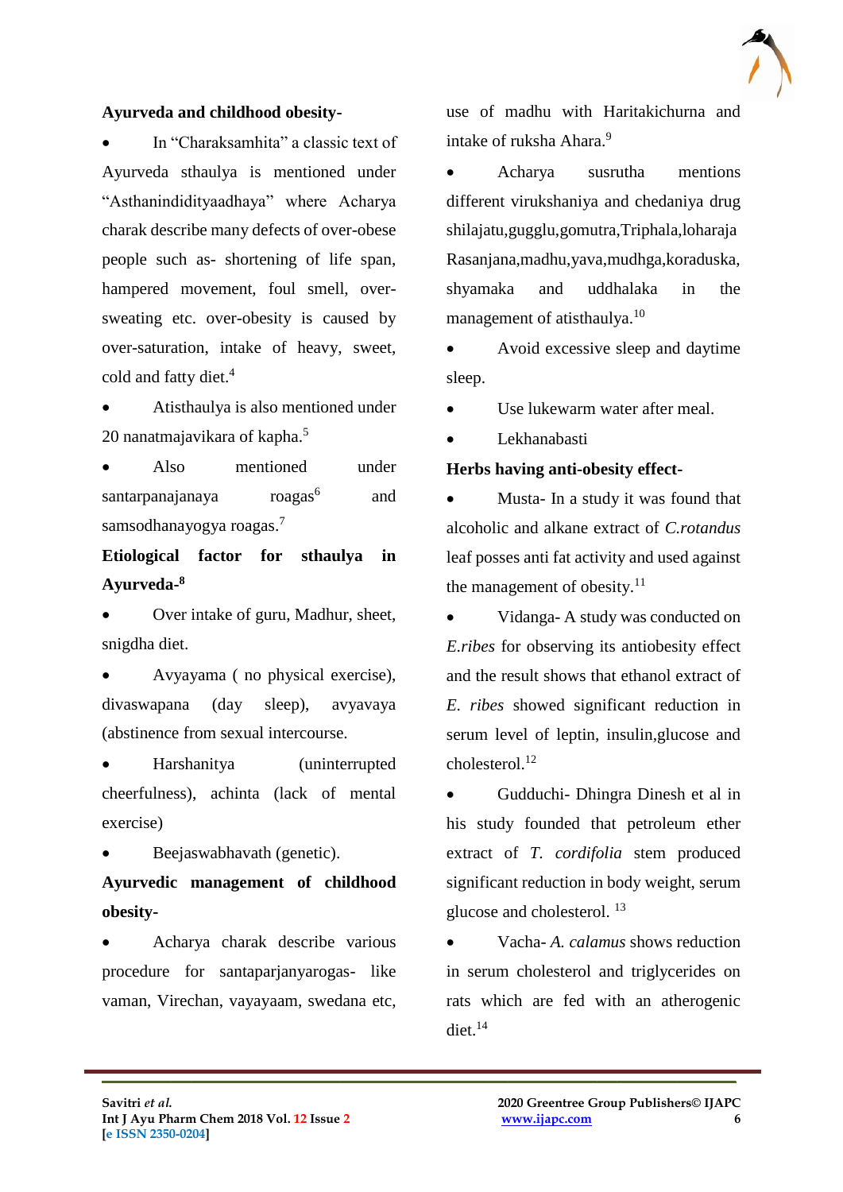**Ayurveda and childhood obesity-**

- In "Charaksamhita" a classic text of Ayurveda sthaulya is mentioned under "Asthanindidityaadhaya" where Acharya charak describe many defects of over-obese people such as- shortening of life span, hampered movement, foul smell, over-sweating etc. over-obesity is caused by over-saturation, intake of heavy, sweet, cold and fatty diet.[4]
- Atisthaulya is also mentioned under 20 nanatmajavikara of kapha.[5]
- Also mentioned under santarpanajanaya roagas[6] and samsodhanayogya roagas.[7]

**Etiological factor for sthaulya in Ayurveda-[8]**

- Over intake of guru, Madhur, sheet, snigdha diet.
- Avyayama ( no physical exercise), divaswapana (day sleep), avyavaya (abstinence from sexual intercourse.
- Harshanitya (uninterrupted cheerfulness), achinta (lack of mental exercise)
- Beejaswabhavath (genetic).

**Ayurvedic management of childhood obesity-**

- Acharya charak describe various procedure for santaparjanyarogas- like vaman, Virechan, vayayaam, swedana etc, use of madhu with Haritakichurna and intake of ruksha Ahara.[9]
- Acharya susrutha mentions different virukshaniya and chedaniya drug shilajatu,gugglu,gomutra,Triphala,loharaja Rasanjana,madhu,yava,mudhga,koraduska, shyamaka and uddhalaka in the management of atisthaulya.[10]
- Avoid excessive sleep and daytime sleep.
- Use lukewarm water after meal.
- Lekhanabasti

**Herbs having anti-obesity effect-**

- Musta- In a study it was found that alcoholic and alkane extract of *C.rotandus* leaf posses anti fat activity and used against the management of obesity.[11]
- Vidanga- A study was conducted on *E.ribes* for observing its antiobesity effect and the result shows that ethanol extract of *E. ribes* showed significant reduction in serum level of leptin, insulin,glucose and cholesterol.[12]
- Gudduchi- Dhingra Dinesh et al in his study founded that petroleum ether extract of *T. cordifolia* stem produced significant reduction in body weight, serum glucose and cholesterol. [13]
- Vacha- *A. calamus* shows reduction in serum cholesterol and triglycerides on rats which are fed with an atherogenic diet.[14]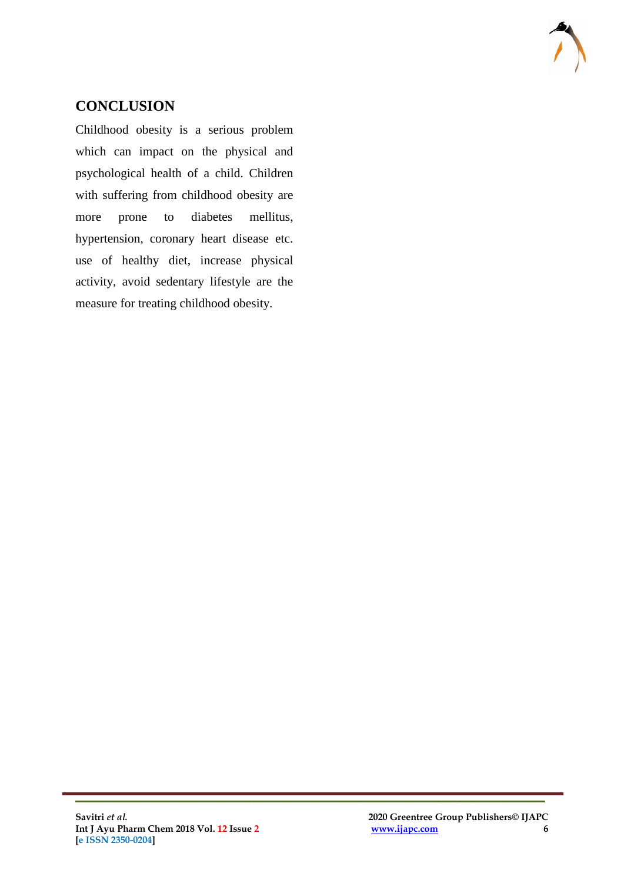## CONCLUSION

Childhood obesity is a serious problem which can impact on the physical and psychological health of a child. Children with suffering from childhood obesity are more prone to diabetes mellitus, hypertension, coronary heart disease etc. use of healthy diet, increase physical activity, avoid sedentary lifestyle are the measure for treating childhood obesity.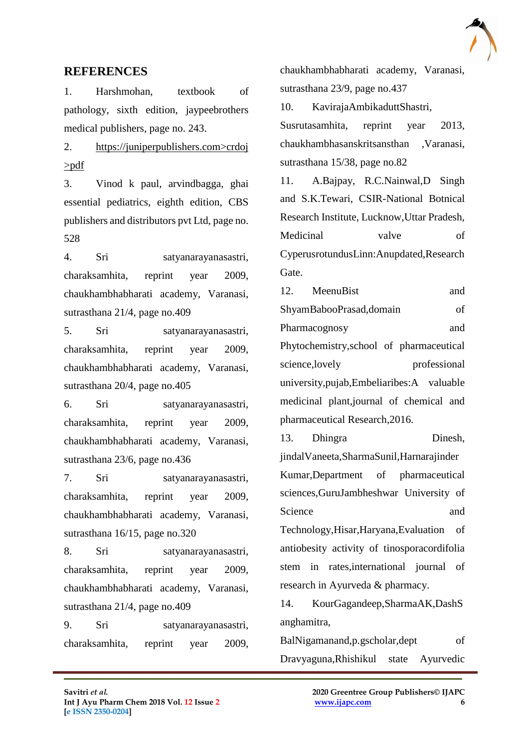## REFERENCES

1. Harshmohan, textbook of pathology, sixth edition, jaypeebrothers medical publishers, page no. 243.
2. https://juniperpublishers.com>crdoj>pdf
3. Vinod k paul, arvindbagga, ghai essential pediatrics, eighth edition, CBS publishers and distributors pvt Ltd, page no. 528
4. Sri satyanarayanasastri, charaksamhita, reprint year 2009, chaukhambhabharati academy, Varanasi, sutrasthana 21/4, page no.409
5. Sri satyanarayanasastri, charaksamhita, reprint year 2009, chaukhambhabharati academy, Varanasi, sutrasthana 20/4, page no.405
6. Sri satyanarayanasastri, charaksamhita, reprint year 2009, chaukhambhabharati academy, Varanasi, sutrasthana 23/6, page no.436
7. Sri satyanarayanasastri, charaksamhita, reprint year 2009, chaukhambhabharati academy, Varanasi, sutrasthana 16/15, page no.320
8. Sri satyanarayanasastri, charaksamhita, reprint year 2009, chaukhambhabharati academy, Varanasi, sutrasthana 21/4, page no.409
9. Sri satyanarayanasastri, charaksamhita, reprint year 2009, chaukhambhabharati academy, Varanasi, sutrasthana 23/9, page no.437
10. KavirajaAmbikaduttShastri, Susrutasamhita, reprint year 2013, chaukhambhasanskritsansthan ,Varanasi, sutrasthana 15/38, page no.82
11. A.Bajpay, R.C.Nainwal,D Singh and S.K.Tewari, CSIR-National Botnical Research Institute, Lucknow,Uttar Pradesh, Medicinal valve of CyperusrotundusLinn:Anupdated,Research Gate.
12. MeenuBist and ShyamBabooPrasad,domain of Pharmacognosy and Phytochemistry,school of pharmaceutical science,lovely professional university,pujab,Embeliaribes:A valuable medicinal plant,journal of chemical and pharmaceutical Research,2016.
13. Dhingra Dinesh, jindalVaneeta,SharmaSunil,Harnarajinder Kumar,Department of pharmaceutical sciences,GuruJambheshwar University of Science and Technology,Hisar,Haryana,Evaluation of antiobesity activity of tinosporacordifolia stem in rates,international journal of research in Ayurveda & pharmacy.
14. KourGagandeep,SharmaAK,DashS anghamitra, BalNigamanand,p.gscholar,dept of Dravyaguna,Rhishikul state Ayurvedic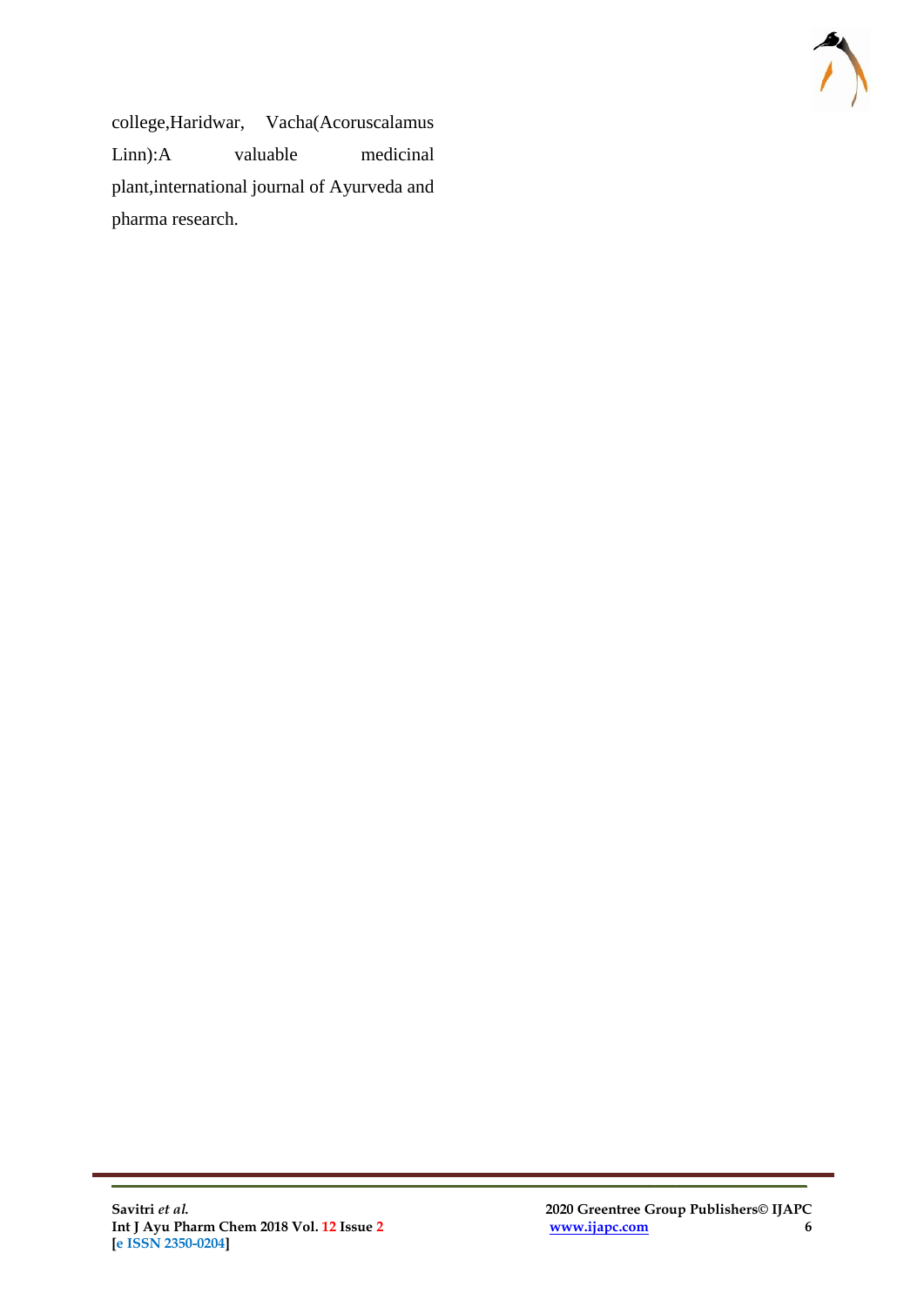college,Haridwar, Vacha(Acoruscalamus Linn):A valuable medicinal plant,international journal of Ayurveda and pharma research.